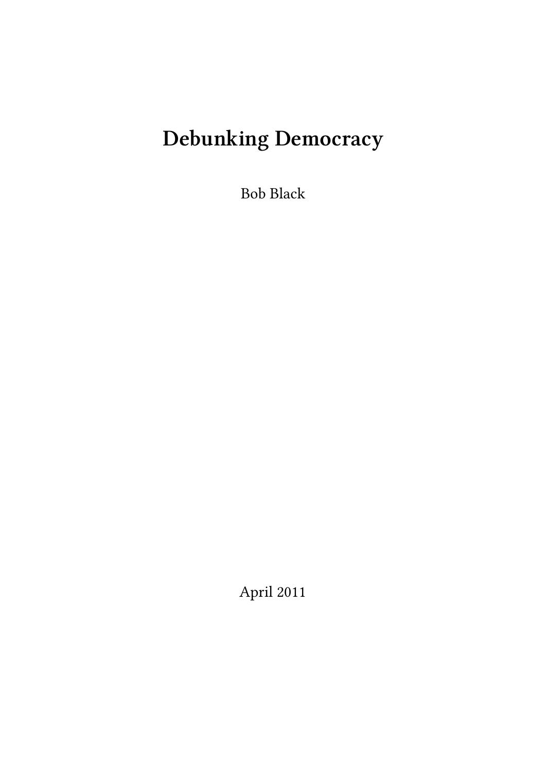# Debunking Democracy

Bob Black

April 2011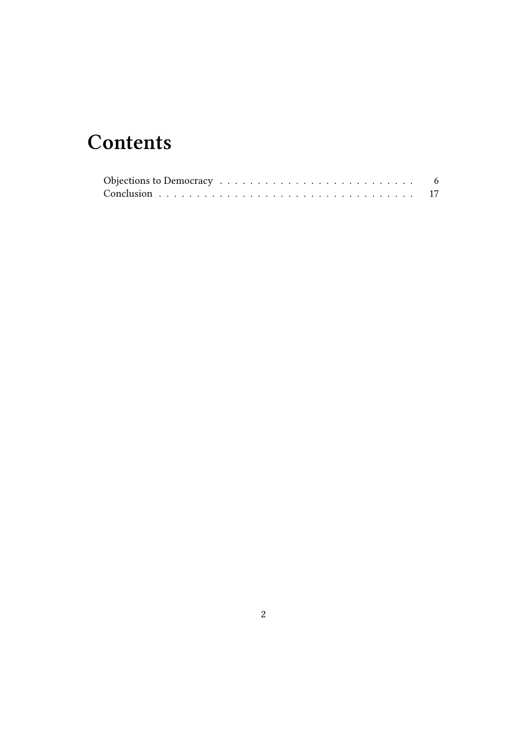# Contents

- Objections to Democracy . . . . . . . . . . . . . . . . . . . . . . . . . . 6
- Conclusion . . . . . . . . . . . . . . . . . . . . . . . . . . . . . . . . . 17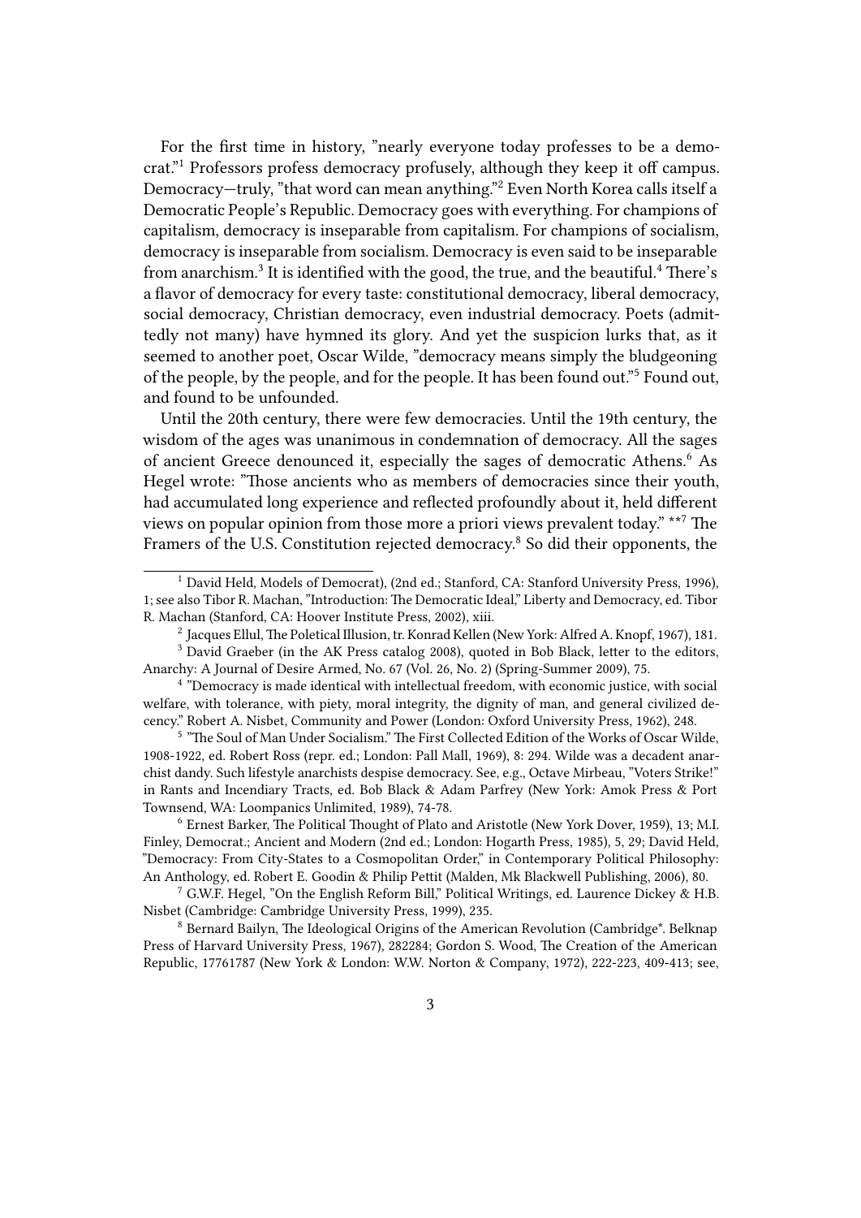For the first time in history, "nearly everyone today professes to be a democrat."[1] Professors profess democracy profusely, although they keep it off campus. Democracy—truly, "that word can mean anything."[2] Even North Korea calls itself a Democratic People's Republic. Democracy goes with everything. For champions of capitalism, democracy is inseparable from capitalism. For champions of socialism, democracy is inseparable from socialism. Democracy is even said to be inseparable from anarchism.[3] It is identified with the good, the true, and the beautiful.[4] There's a flavor of democracy for every taste: constitutional democracy, liberal democracy, social democracy, Christian democracy, even industrial democracy. Poets (admittedly not many) have hymned its glory. And yet the suspicion lurks that, as it seemed to another poet, Oscar Wilde, "democracy means simply the bludgeoning of the people, by the people, and for the people. It has been found out."[5] Found out, and found to be unfounded.

Until the 20th century, there were few democracies. Until the 19th century, the wisdom of the ages was unanimous in condemnation of democracy. All the sages of ancient Greece denounced it, especially the sages of democratic Athens.[6] As Hegel wrote: "Those ancients who as members of democracies since their youth, had accumulated long experience and reflected profoundly about it, held different views on popular opinion from those more a priori views prevalent today." **[7] The Framers of the U.S. Constitution rejected democracy.[8] So did their opponents, the

---

[1] David Held, Models of Democrat), (2nd ed.; Stanford, CA: Stanford University Press, 1996), 1; see also Tibor R. Machan, "Introduction: The Democratic Ideal," Liberty and Democracy, ed. Tibor R. Machan (Stanford, CA: Hoover Institute Press, 2002), xiii.

[2] Jacques Ellul, The Poletical Illusion, tr. Konrad Kellen (New York: Alfred A. Knopf, 1967), 181.

[3] David Graeber (in the AK Press catalog 2008), quoted in Bob Black, letter to the editors, Anarchy: A Journal of Desire Armed, No. 67 (Vol. 26, No. 2) (Spring-Summer 2009), 75.

[4] "Democracy is made identical with intellectual freedom, with economic justice, with social welfare, with tolerance, with piety, moral integrity, the dignity of man, and general civilized decency." Robert A. Nisbet, Community and Power (London: Oxford University Press, 1962), 248.

[5] "The Soul of Man Under Socialism." The First Collected Edition of the Works of Oscar Wilde, 1908-1922, ed. Robert Ross (repr. ed.; London: Pall Mall, 1969), 8: 294. Wilde was a decadent anarchist dandy. Such lifestyle anarchists despise democracy. See, e.g., Octave Mirbeau, "Voters Strike!" in Rants and Incendiary Tracts, ed. Bob Black & Adam Parfrey (New York: Amok Press & Port Townsend, WA: Loompanics Unlimited, 1989), 74-78.

[6] Ernest Barker, The Political Thought of Plato and Aristotle (New York Dover, 1959), 13; M.I. Finley, Democrat.; Ancient and Modern (2nd ed.; London: Hogarth Press, 1985), 5, 29; David Held, "Democracy: From City-States to a Cosmopolitan Order," in Contemporary Political Philosophy: An Anthology, ed. Robert E. Goodin & Philip Pettit (Malden, Mk Blackwell Publishing, 2006), 80.

[7] G.W.F. Hegel, "On the English Reform Bill," Political Writings, ed. Laurence Dickey & H.B. Nisbet (Cambridge: Cambridge University Press, 1999), 235.

[8] Bernard Bailyn, The Ideological Origins of the American Revolution (Cambridge*. Belknap Press of Harvard University Press, 1967), 282284; Gordon S. Wood, The Creation of the American Republic, 17761787 (New York & London: W.W. Norton & Company, 1972), 222-223, 409-413; see,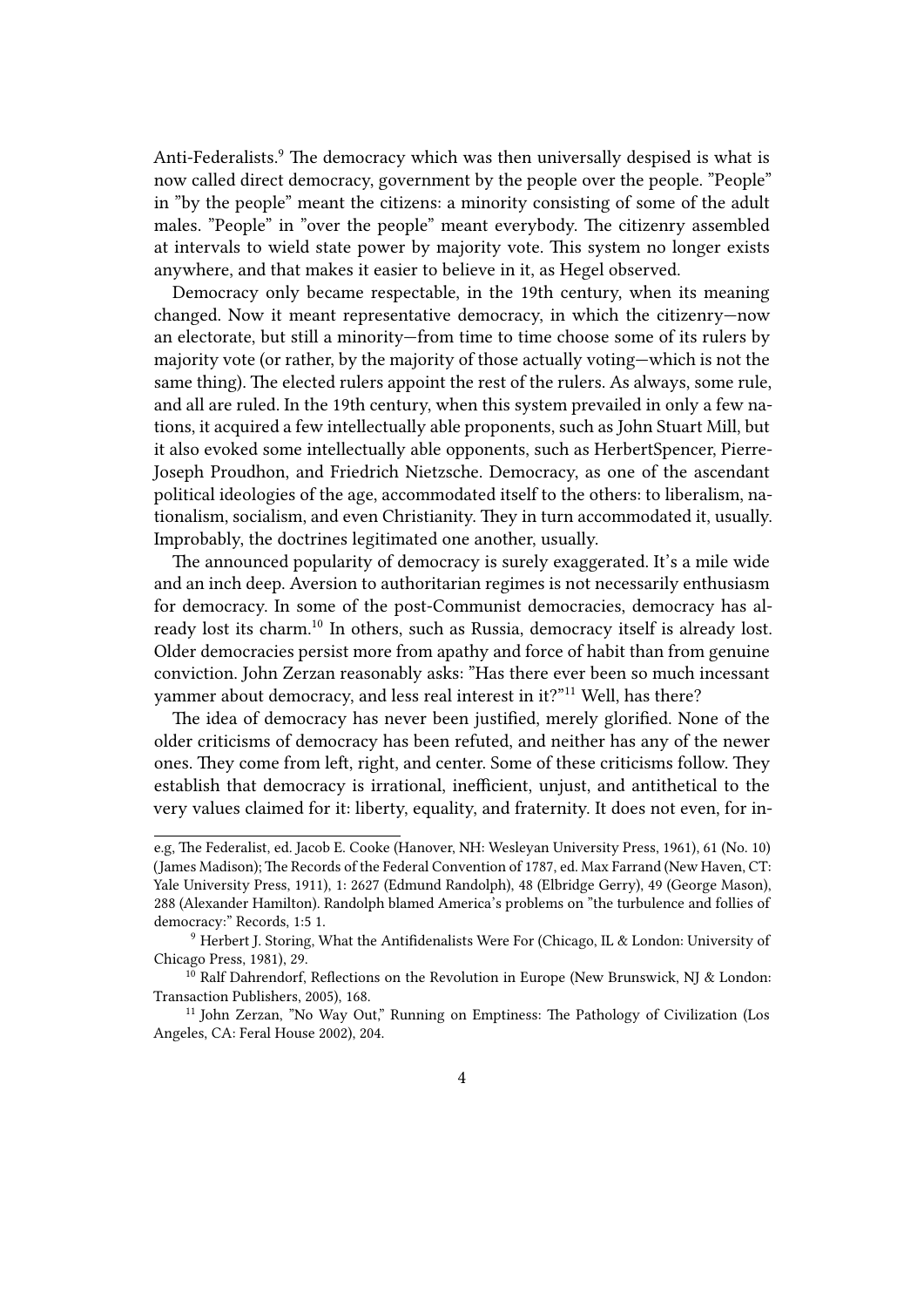Anti-Federalists.[9] The democracy which was then universally despised is what is now called direct democracy, government by the people over the people. "People" in "by the people" meant the citizens: a minority consisting of some of the adult males. "People" in "over the people" meant everybody. The citizenry assembled at intervals to wield state power by majority vote. This system no longer exists anywhere, and that makes it easier to believe in it, as Hegel observed.

Democracy only became respectable, in the 19th century, when its meaning changed. Now it meant representative democracy, in which the citizenry—now an electorate, but still a minority—from time to time choose some of its rulers by majority vote (or rather, by the majority of those actually voting—which is not the same thing). The elected rulers appoint the rest of the rulers. As always, some rule, and all are ruled. In the 19th century, when this system prevailed in only a few nations, it acquired a few intellectually able proponents, such as John Stuart Mill, but it also evoked some intellectually able opponents, such as HerbertSpencer, Pierre-Joseph Proudhon, and Friedrich Nietzsche. Democracy, as one of the ascendant political ideologies of the age, accommodated itself to the others: to liberalism, nationalism, socialism, and even Christianity. They in turn accommodated it, usually. Improbably, the doctrines legitimated one another, usually.

The announced popularity of democracy is surely exaggerated. It's a mile wide and an inch deep. Aversion to authoritarian regimes is not necessarily enthusiasm for democracy. In some of the post-Communist democracies, democracy has already lost its charm.[10] In others, such as Russia, democracy itself is already lost. Older democracies persist more from apathy and force of habit than from genuine conviction. John Zerzan reasonably asks: "Has there ever been so much incessant yammer about democracy, and less real interest in it?"[11] Well, has there?

The idea of democracy has never been justified, merely glorified. None of the older criticisms of democracy has been refuted, and neither has any of the newer ones. They come from left, right, and center. Some of these criticisms follow. They establish that democracy is irrational, inefficient, unjust, and antithetical to the very values claimed for it: liberty, equality, and fraternity. It does not even, for in-

---

e.g, The Federalist, ed. Jacob E. Cooke (Hanover, NH: Wesleyan University Press, 1961), 61 (No. 10) (James Madison); The Records of the Federal Convention of 1787, ed. Max Farrand (New Haven, CT: Yale University Press, 1911), 1: 2627 (Edmund Randolph), 48 (Elbridge Gerry), 49 (George Mason), 288 (Alexander Hamilton). Randolph blamed America's problems on "the turbulence and follies of democracy:" Records, 1:5 1.

[9] Herbert J. Storing, What the Antifidenalists Were For (Chicago, IL & London: University of Chicago Press, 1981), 29.

[10] Ralf Dahrendorf, Reflections on the Revolution in Europe (New Brunswick, NJ & London: Transaction Publishers, 2005), 168.

[11] John Zerzan, "No Way Out," Running on Emptiness: The Pathology of Civilization (Los Angeles, CA: Feral House 2002), 204.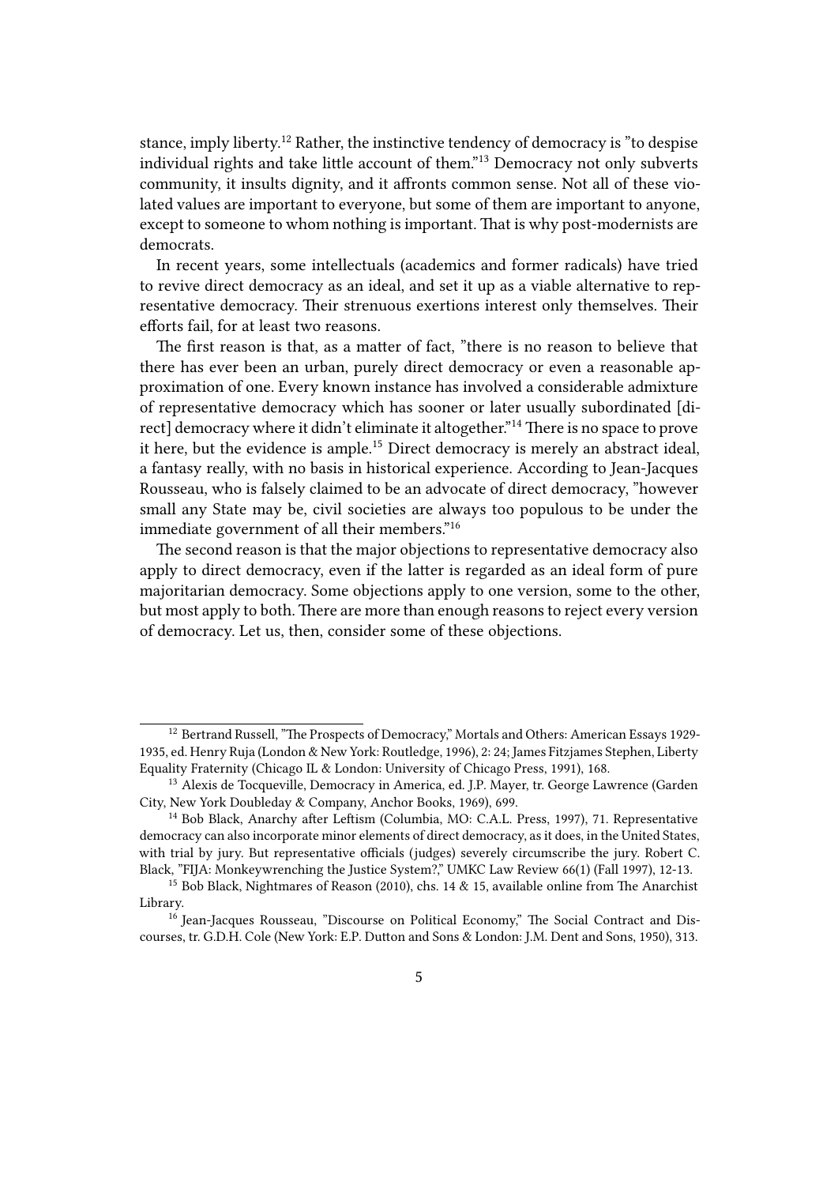stance, imply liberty.[12] Rather, the instinctive tendency of democracy is "to despise individual rights and take little account of them."[13] Democracy not only subverts community, it insults dignity, and it affronts common sense. Not all of these violated values are important to everyone, but some of them are important to anyone, except to someone to whom nothing is important. That is why post-modernists are democrats.

In recent years, some intellectuals (academics and former radicals) have tried to revive direct democracy as an ideal, and set it up as a viable alternative to representative democracy. Their strenuous exertions interest only themselves. Their efforts fail, for at least two reasons.

The first reason is that, as a matter of fact, "there is no reason to believe that there has ever been an urban, purely direct democracy or even a reasonable approximation of one. Every known instance has involved a considerable admixture of representative democracy which has sooner or later usually subordinated [direct] democracy where it didn't eliminate it altogether."[14] There is no space to prove it here, but the evidence is ample.[15] Direct democracy is merely an abstract ideal, a fantasy really, with no basis in historical experience. According to Jean-Jacques Rousseau, who is falsely claimed to be an advocate of direct democracy, "however small any State may be, civil societies are always too populous to be under the immediate government of all their members."[16]

The second reason is that the major objections to representative democracy also apply to direct democracy, even if the latter is regarded as an ideal form of pure majoritarian democracy. Some objections apply to one version, some to the other, but most apply to both. There are more than enough reasons to reject every version of democracy. Let us, then, consider some of these objections.

---

[12] Bertrand Russell, "The Prospects of Democracy," Mortals and Others: American Essays 1929-1935, ed. Henry Ruja (London & New York: Routledge, 1996), 2: 24; James Fitzjames Stephen, Liberty Equality Fraternity (Chicago IL & London: University of Chicago Press, 1991), 168.

[13] Alexis de Tocqueville, Democracy in America, ed. J.P. Mayer, tr. George Lawrence (Garden City, New York Doubleday & Company, Anchor Books, 1969), 699.

[14] Bob Black, Anarchy after Leftism (Columbia, MO: C.A.L. Press, 1997), 71. Representative democracy can also incorporate minor elements of direct democracy, as it does, in the United States, with trial by jury. But representative officials (judges) severely circumscribe the jury. Robert C. Black, "FIJA: Monkeywrenching the Justice System?," UMKC Law Review 66(1) (Fall 1997), 12-13.

[15] Bob Black, Nightmares of Reason (2010), chs. 14 & 15, available online from The Anarchist Library.

[16] Jean-Jacques Rousseau, "Discourse on Political Economy," The Social Contract and Discourses, tr. G.D.H. Cole (New York: E.P. Dutton and Sons & London: J.M. Dent and Sons, 1950), 313.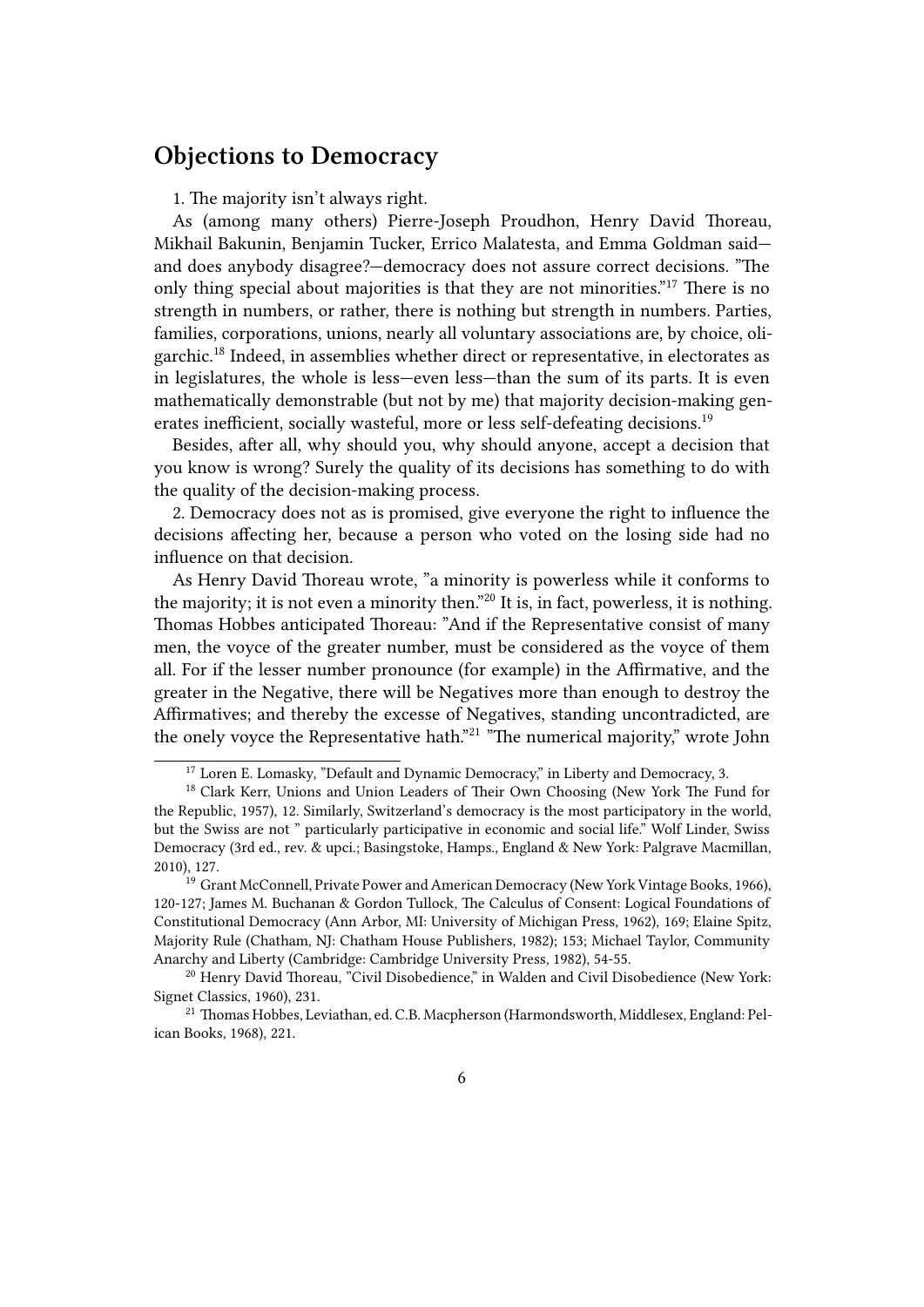## Objections to Democracy

1. The majority isn't always right.

As (among many others) Pierre-Joseph Proudhon, Henry David Thoreau, Mikhail Bakunin, Benjamin Tucker, Errico Malatesta, and Emma Goldman said—and does anybody disagree?—democracy does not assure correct decisions. "The only thing special about majorities is that they are not minorities."[17] There is no strength in numbers, or rather, there is nothing but strength in numbers. Parties, families, corporations, unions, nearly all voluntary associations are, by choice, oligarchic.[18] Indeed, in assemblies whether direct or representative, in electorates as in legislatures, the whole is less—even less—than the sum of its parts. It is even mathematically demonstrable (but not by me) that majority decision-making generates inefficient, socially wasteful, more or less self-defeating decisions.[19]

Besides, after all, why should you, why should anyone, accept a decision that you know is wrong? Surely the quality of its decisions has something to do with the quality of the decision-making process.

2. Democracy does not as is promised, give everyone the right to influence the decisions affecting her, because a person who voted on the losing side had no influence on that decision.

As Henry David Thoreau wrote, "a minority is powerless while it conforms to the majority; it is not even a minority then."[20] It is, in fact, powerless, it is nothing. Thomas Hobbes anticipated Thoreau: "And if the Representative consist of many men, the voyce of the greater number, must be considered as the voyce of them all. For if the lesser number pronounce (for example) in the Affirmative, and the greater in the Negative, there will be Negatives more than enough to destroy the Affirmatives; and thereby the excesse of Negatives, standing uncontradicted, are the onely voyce the Representative hath."[21] "The numerical majority," wrote John

---

[17] Loren E. Lomasky, "Default and Dynamic Democracy," in Liberty and Democracy, 3.

[18] Clark Kerr, Unions and Union Leaders of Their Own Choosing (New York The Fund for the Republic, 1957), 12. Similarly, Switzerland's democracy is the most participatory in the world, but the Swiss are not " particularly participative in economic and social life." Wolf Linder, Swiss Democracy (3rd ed., rev. & upci.; Basingstoke, Hamps., England & New York: Palgrave Macmillan, 2010), 127.

[19] Grant McConnell, Private Power and American Democracy (New York Vintage Books, 1966), 120-127; James M. Buchanan & Gordon Tullock, The Calculus of Consent: Logical Foundations of Constitutional Democracy (Ann Arbor, MI: University of Michigan Press, 1962), 169; Elaine Spitz, Majority Rule (Chatham, NJ: Chatham House Publishers, 1982); 153; Michael Taylor, Community Anarchy and Liberty (Cambridge: Cambridge University Press, 1982), 54-55.

[20] Henry David Thoreau, "Civil Disobedience," in Walden and Civil Disobedience (New York: Signet Classics, 1960), 231.

[21] Thomas Hobbes, Leviathan, ed. C.B. Macpherson (Harmondsworth, Middlesex, England: Pelican Books, 1968), 221.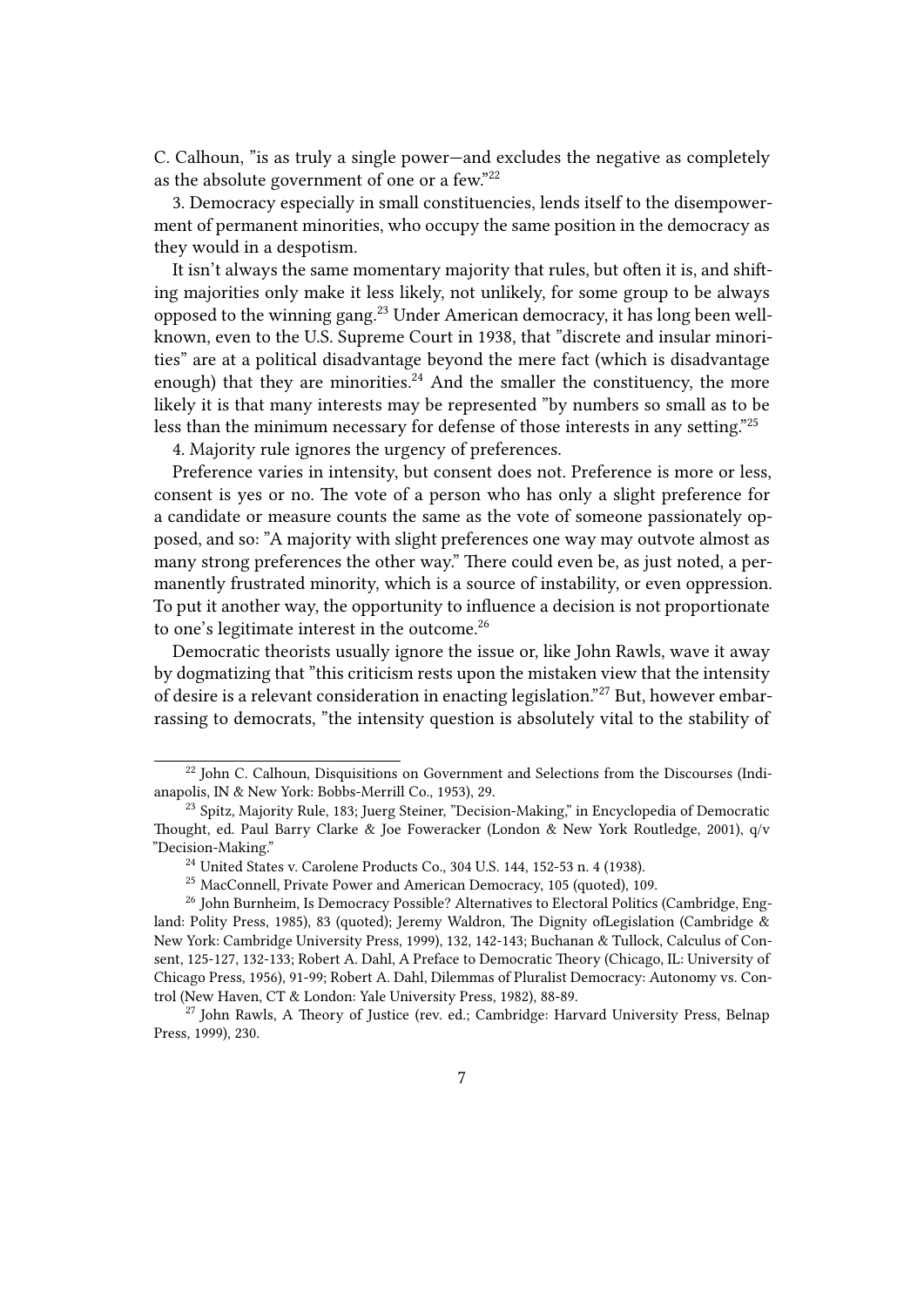C. Calhoun, "is as truly a single power—and excludes the negative as completely as the absolute government of one or a few."[22]

3. Democracy especially in small constituencies, lends itself to the disempowerment of permanent minorities, who occupy the same position in the democracy as they would in a despotism.

It isn't always the same momentary majority that rules, but often it is, and shifting majorities only make it less likely, not unlikely, for some group to be always opposed to the winning gang.[23] Under American democracy, it has long been well-known, even to the U.S. Supreme Court in 1938, that "discrete and insular minorities" are at a political disadvantage beyond the mere fact (which is disadvantage enough) that they are minorities.[24] And the smaller the constituency, the more likely it is that many interests may be represented "by numbers so small as to be less than the minimum necessary for defense of those interests in any setting."[25]

4. Majority rule ignores the urgency of preferences.

Preference varies in intensity, but consent does not. Preference is more or less, consent is yes or no. The vote of a person who has only a slight preference for a candidate or measure counts the same as the vote of someone passionately opposed, and so: "A majority with slight preferences one way may outvote almost as many strong preferences the other way." There could even be, as just noted, a permanently frustrated minority, which is a source of instability, or even oppression. To put it another way, the opportunity to influence a decision is not proportionate to one's legitimate interest in the outcome.[26]

Democratic theorists usually ignore the issue or, like John Rawls, wave it away by dogmatizing that "this criticism rests upon the mistaken view that the intensity of desire is a relevant consideration in enacting legislation."[27] But, however embarrassing to democrats, "the intensity question is absolutely vital to the stability of

---

[22] John C. Calhoun, Disquisitions on Government and Selections from the Discourses (Indianapolis, IN & New York: Bobbs-Merrill Co., 1953), 29.

[23] Spitz, Majority Rule, 183; Juerg Steiner, "Decision-Making," in Encyclopedia of Democratic Thought, ed. Paul Barry Clarke & Joe Foweracker (London & New York Routledge, 2001), q/v "Decision-Making."

[24] United States v. Carolene Products Co., 304 U.S. 144, 152-53 n. 4 (1938).

[25] MacConnell, Private Power and American Democracy, 105 (quoted), 109.

[26] John Burnheim, Is Democracy Possible? Alternatives to Electoral Politics (Cambridge, England: Polity Press, 1985), 83 (quoted); Jeremy Waldron, The Dignity ofLegislation (Cambridge & New York: Cambridge University Press, 1999), 132, 142-143; Buchanan & Tullock, Calculus of Consent, 125-127, 132-133; Robert A. Dahl, A Preface to Democratic Theory (Chicago, IL: University of Chicago Press, 1956), 91-99; Robert A. Dahl, Dilemmas of Pluralist Democracy: Autonomy vs. Control (New Haven, CT & London: Yale University Press, 1982), 88-89.

[27] John Rawls, A Theory of Justice (rev. ed.; Cambridge: Harvard University Press, Belnap Press, 1999), 230.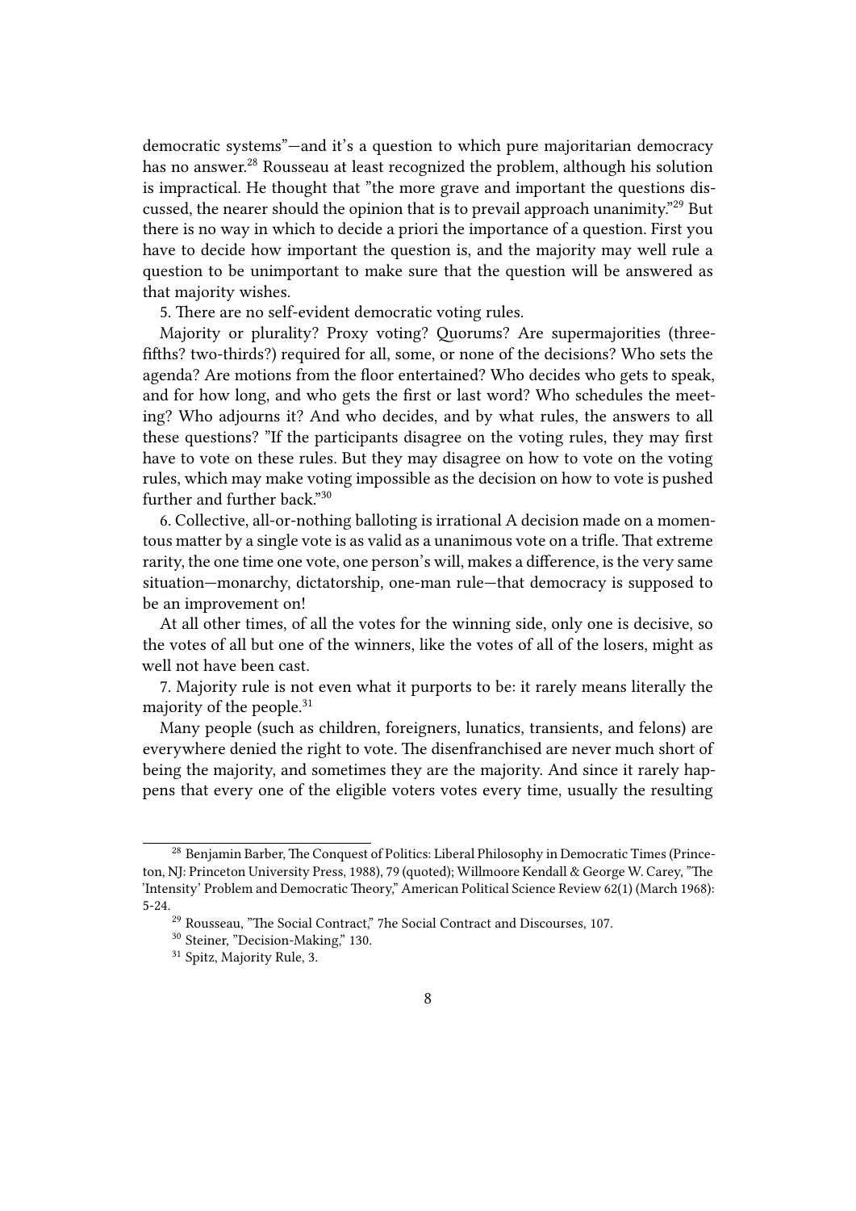democratic systems"—and it's a question to which pure majoritarian democracy has no answer.[28] Rousseau at least recognized the problem, although his solution is impractical. He thought that "the more grave and important the questions discussed, the nearer should the opinion that is to prevail approach unanimity."[29] But there is no way in which to decide a priori the importance of a question. First you have to decide how important the question is, and the majority may well rule a question to be unimportant to make sure that the question will be answered as that majority wishes.

5. There are no self-evident democratic voting rules.

Majority or plurality? Proxy voting? Quorums? Are supermajorities (three-fifths? two-thirds?) required for all, some, or none of the decisions? Who sets the agenda? Are motions from the floor entertained? Who decides who gets to speak, and for how long, and who gets the first or last word? Who schedules the meeting? Who adjourns it? And who decides, and by what rules, the answers to all these questions? "If the participants disagree on the voting rules, they may first have to vote on these rules. But they may disagree on how to vote on the voting rules, which may make voting impossible as the decision on how to vote is pushed further and further back."[30]

6. Collective, all-or-nothing balloting is irrational A decision made on a momentous matter by a single vote is as valid as a unanimous vote on a trifle. That extreme rarity, the one time one vote, one person's will, makes a difference, is the very same situation—monarchy, dictatorship, one-man rule—that democracy is supposed to be an improvement on!

At all other times, of all the votes for the winning side, only one is decisive, so the votes of all but one of the winners, like the votes of all of the losers, might as well not have been cast.

7. Majority rule is not even what it purports to be: it rarely means literally the majority of the people.[31]

Many people (such as children, foreigners, lunatics, transients, and felons) are everywhere denied the right to vote. The disenfranchised are never much short of being the majority, and sometimes they are the majority. And since it rarely happens that every one of the eligible voters votes every time, usually the resulting

---

[28] Benjamin Barber, The Conquest of Politics: Liberal Philosophy in Democratic Times (Princeton, NJ: Princeton University Press, 1988), 79 (quoted); Willmoore Kendall & George W. Carey, "The 'Intensity' Problem and Democratic Theory," American Political Science Review 62(1) (March 1968): 5-24.

[29] Rousseau, "The Social Contract," 7he Social Contract and Discourses, 107.

[30] Steiner, "Decision-Making," 130.

[31] Spitz, Majority Rule, 3.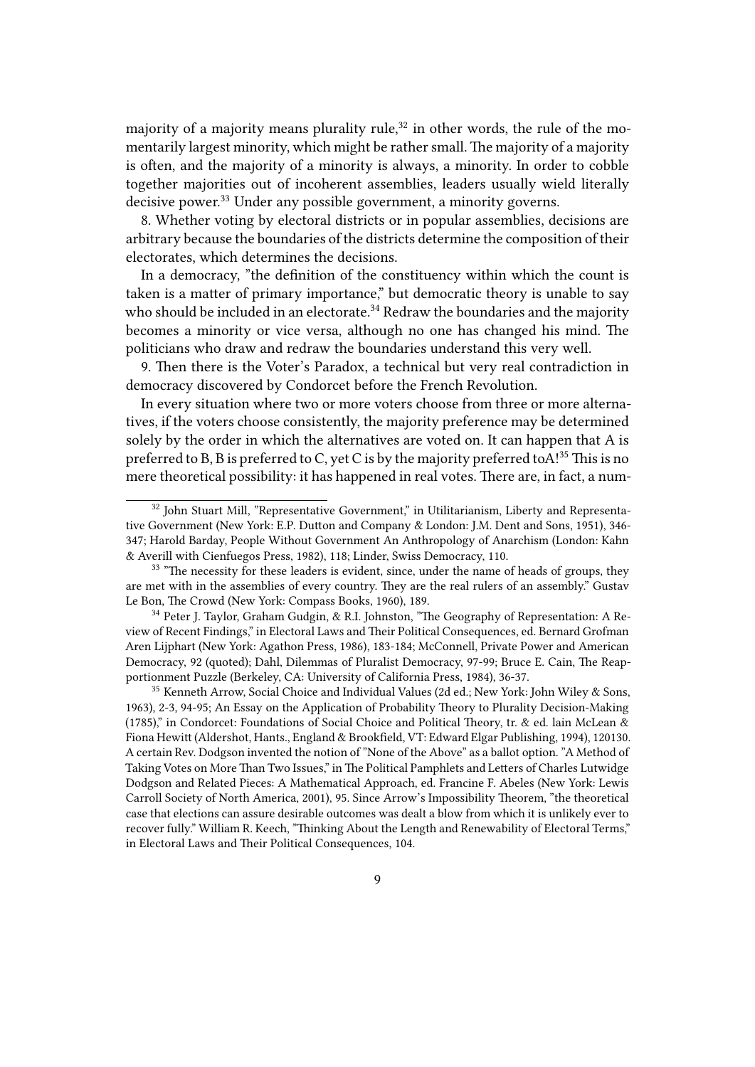majority of a majority means plurality rule,[32] in other words, the rule of the momentarily largest minority, which might be rather small. The majority of a majority is often, and the majority of a minority is always, a minority. In order to cobble together majorities out of incoherent assemblies, leaders usually wield literally decisive power.[33] Under any possible government, a minority governs.

8. Whether voting by electoral districts or in popular assemblies, decisions are arbitrary because the boundaries of the districts determine the composition of their electorates, which determines the decisions.

In a democracy, "the definition of the constituency within which the count is taken is a matter of primary importance," but democratic theory is unable to say who should be included in an electorate.[34] Redraw the boundaries and the majority becomes a minority or vice versa, although no one has changed his mind. The politicians who draw and redraw the boundaries understand this very well.

9. Then there is the Voter's Paradox, a technical but very real contradiction in democracy discovered by Condorcet before the French Revolution.

In every situation where two or more voters choose from three or more alternatives, if the voters choose consistently, the majority preference may be determined solely by the order in which the alternatives are voted on. It can happen that A is preferred to B, B is preferred to C, yet C is by the majority preferred toA![35] This is no mere theoretical possibility: it has happened in real votes. There are, in fact, a num-

---

[32] John Stuart Mill, "Representative Government," in Utilitarianism, Liberty and Representative Government (New York: E.P. Dutton and Company & London: J.M. Dent and Sons, 1951), 346-347; Harold Barday, People Without Government An Anthropology of Anarchism (London: Kahn & Averill with Cienfuegos Press, 1982), 118; Linder, Swiss Democracy, 110.

[33] "The necessity for these leaders is evident, since, under the name of heads of groups, they are met with in the assemblies of every country. They are the real rulers of an assembly." Gustav Le Bon, The Crowd (New York: Compass Books, 1960), 189.

[34] Peter J. Taylor, Graham Gudgin, & R.I. Johnston, "The Geography of Representation: A Review of Recent Findings," in Electoral Laws and Their Political Consequences, ed. Bernard Grofman Aren Lijphart (New York: Agathon Press, 1986), 183-184; McConnell, Private Power and American Democracy, 92 (quoted); Dahl, Dilemmas of Pluralist Democracy, 97-99; Bruce E. Cain, The Reapportionment Puzzle (Berkeley, CA: University of California Press, 1984), 36-37.

[35] Kenneth Arrow, Social Choice and Individual Values (2d ed.; New York: John Wiley & Sons, 1963), 2-3, 94-95; An Essay on the Application of Probability Theory to Plurality Decision-Making (1785)," in Condorcet: Foundations of Social Choice and Political Theory, tr. & ed. lain McLean & Fiona Hewitt (Aldershot, Hants., England & Brookfield, VT: Edward Elgar Publishing, 1994), 120130. A certain Rev. Dodgson invented the notion of "None of the Above" as a ballot option. "A Method of Taking Votes on More Than Two Issues," in The Political Pamphlets and Letters of Charles Lutwidge Dodgson and Related Pieces: A Mathematical Approach, ed. Francine F. Abeles (New York: Lewis Carroll Society of North America, 2001), 95. Since Arrow's Impossibility Theorem, "the theoretical case that elections can assure desirable outcomes was dealt a blow from which it is unlikely ever to recover fully." William R. Keech, "Thinking About the Length and Renewability of Electoral Terms," in Electoral Laws and Their Political Consequences, 104.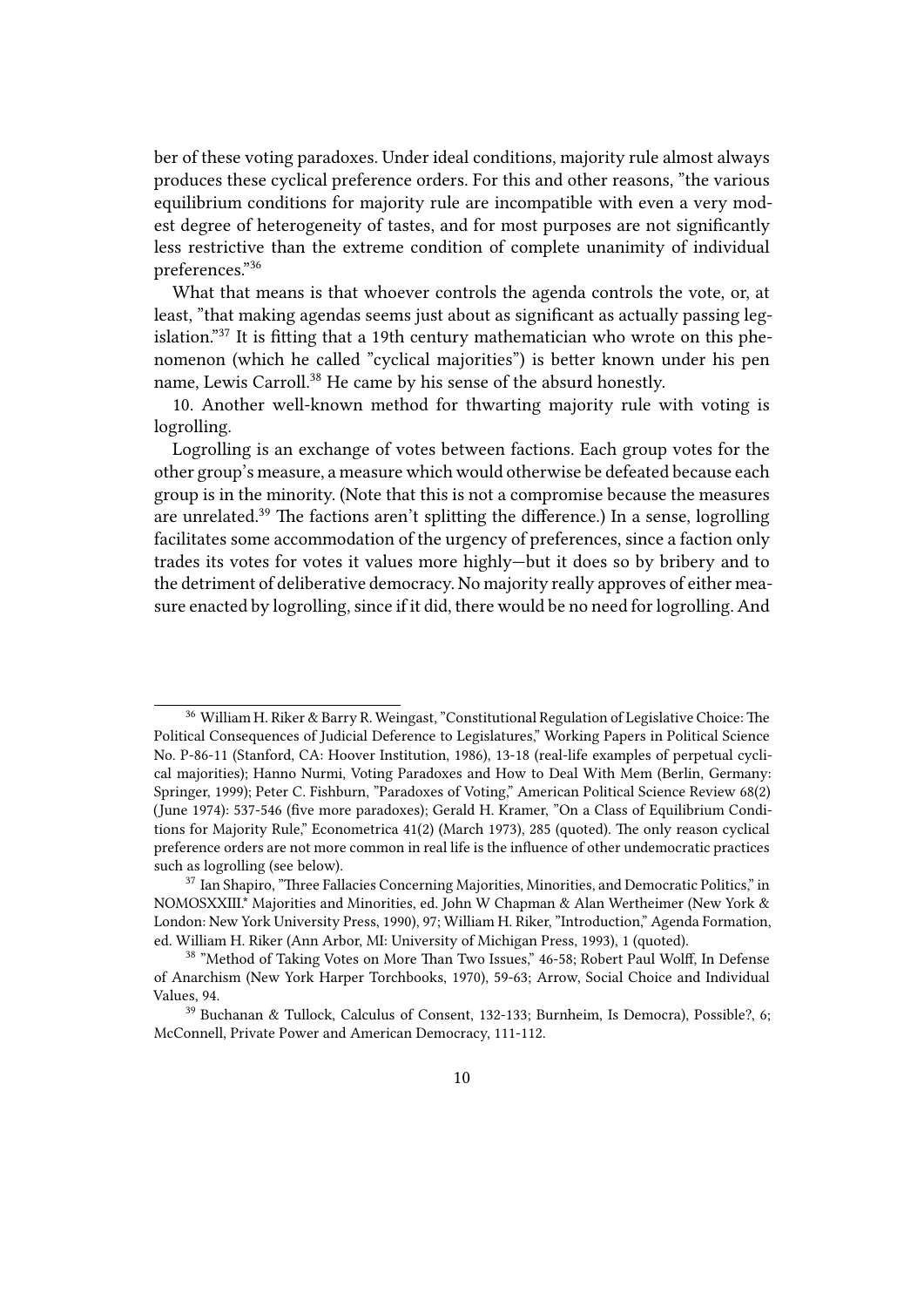ber of these voting paradoxes. Under ideal conditions, majority rule almost always produces these cyclical preference orders. For this and other reasons, "the various equilibrium conditions for majority rule are incompatible with even a very modest degree of heterogeneity of tastes, and for most purposes are not significantly less restrictive than the extreme condition of complete unanimity of individual preferences."[36]

What that means is that whoever controls the agenda controls the vote, or, at least, "that making agendas seems just about as significant as actually passing legislation."[37] It is fitting that a 19th century mathematician who wrote on this phenomenon (which he called "cyclical majorities") is better known under his pen name, Lewis Carroll.[38] He came by his sense of the absurd honestly.

10. Another well-known method for thwarting majority rule with voting is logrolling.

Logrolling is an exchange of votes between factions. Each group votes for the other group's measure, a measure which would otherwise be defeated because each group is in the minority. (Note that this is not a compromise because the measures are unrelated.[39] The factions aren't splitting the difference.) In a sense, logrolling facilitates some accommodation of the urgency of preferences, since a faction only trades its votes for votes it values more highly—but it does so by bribery and to the detriment of deliberative democracy. No majority really approves of either measure enacted by logrolling, since if it did, there would be no need for logrolling. And

---

[36] William H. Riker & Barry R. Weingast, "Constitutional Regulation of Legislative Choice: The Political Consequences of Judicial Deference to Legislatures," Working Papers in Political Science No. P-86-11 (Stanford, CA: Hoover Institution, 1986), 13-18 (real-life examples of perpetual cyclical majorities); Hanno Nurmi, Voting Paradoxes and How to Deal With Mem (Berlin, Germany: Springer, 1999); Peter C. Fishburn, "Paradoxes of Voting," American Political Science Review 68(2) (June 1974): 537-546 (five more paradoxes); Gerald H. Kramer, "On a Class of Equilibrium Conditions for Majority Rule," Econometrica 41(2) (March 1973), 285 (quoted). The only reason cyclical preference orders are not more common in real life is the influence of other undemocratic practices such as logrolling (see below).

[37] Ian Shapiro, "Three Fallacies Concerning Majorities, Minorities, and Democratic Politics," in NOMOSXXIII.* Majorities and Minorities, ed. John W Chapman & Alan Wertheimer (New York & London: New York University Press, 1990), 97; William H. Riker, "Introduction," Agenda Formation, ed. William H. Riker (Ann Arbor, MI: University of Michigan Press, 1993), 1 (quoted).

[38] "Method of Taking Votes on More Than Two Issues," 46-58; Robert Paul Wolff, In Defense of Anarchism (New York Harper Torchbooks, 1970), 59-63; Arrow, Social Choice and Individual Values, 94.

[39] Buchanan & Tullock, Calculus of Consent, 132-133; Burnheim, Is Democra), Possible?, 6; McConnell, Private Power and American Democracy, 111-112.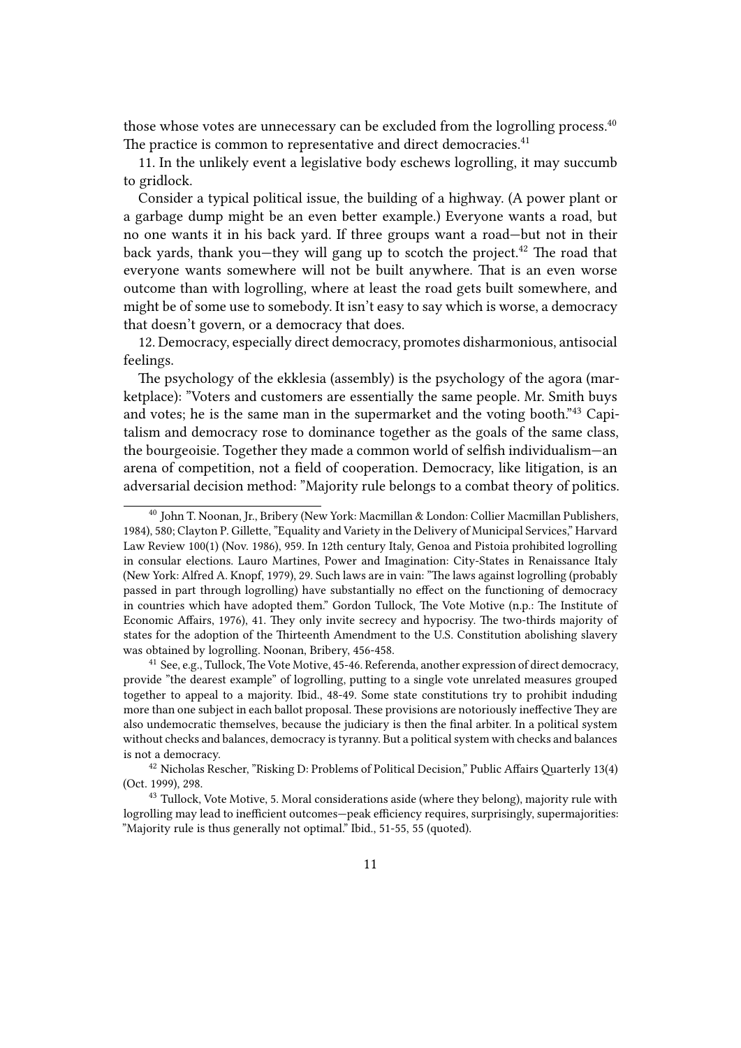those whose votes are unnecessary can be excluded from the logrolling process.[40] The practice is common to representative and direct democracies.[41]

11. In the unlikely event a legislative body eschews logrolling, it may succumb to gridlock.

Consider a typical political issue, the building of a highway. (A power plant or a garbage dump might be an even better example.) Everyone wants a road, but no one wants it in his back yard. If three groups want a road—but not in their back yards, thank you—they will gang up to scotch the project.[42] The road that everyone wants somewhere will not be built anywhere. That is an even worse outcome than with logrolling, where at least the road gets built somewhere, and might be of some use to somebody. It isn't easy to say which is worse, a democracy that doesn't govern, or a democracy that does.

12. Democracy, especially direct democracy, promotes disharmonious, antisocial feelings.

The psychology of the ekklesia (assembly) is the psychology of the agora (marketplace): "Voters and customers are essentially the same people. Mr. Smith buys and votes; he is the same man in the supermarket and the voting booth."[43] Capitalism and democracy rose to dominance together as the goals of the same class, the bourgeoisie. Together they made a common world of selfish individualism—an arena of competition, not a field of cooperation. Democracy, like litigation, is an adversarial decision method: "Majority rule belongs to a combat theory of politics.

---

[40] John T. Noonan, Jr., Bribery (New York: Macmillan & London: Collier Macmillan Publishers, 1984), 580; Clayton P. Gillette, "Equality and Variety in the Delivery of Municipal Services," Harvard Law Review 100(1) (Nov. 1986), 959. In 12th century Italy, Genoa and Pistoia prohibited logrolling in consular elections. Lauro Martines, Power and Imagination: City-States in Renaissance Italy (New York: Alfred A. Knopf, 1979), 29. Such laws are in vain: "The laws against logrolling (probably passed in part through logrolling) have substantially no effect on the functioning of democracy in countries which have adopted them." Gordon Tullock, The Vote Motive (n.p.: The Institute of Economic Affairs, 1976), 41. They only invite secrecy and hypocrisy. The two-thirds majority of states for the adoption of the Thirteenth Amendment to the U.S. Constitution abolishing slavery was obtained by logrolling. Noonan, Bribery, 456-458.

[41] See, e.g., Tullock, The Vote Motive, 45-46. Referenda, another expression of direct democracy, provide "the dearest example" of logrolling, putting to a single vote unrelated measures grouped together to appeal to a majority. Ibid., 48-49. Some state constitutions try to prohibit induding more than one subject in each ballot proposal. These provisions are notoriously ineffective They are also undemocratic themselves, because the judiciary is then the final arbiter. In a political system without checks and balances, democracy is tyranny. But a political system with checks and balances is not a democracy.

[42] Nicholas Rescher, "Risking D: Problems of Political Decision," Public Affairs Quarterly 13(4) (Oct. 1999), 298.

[43] Tullock, Vote Motive, 5. Moral considerations aside (where they belong), majority rule with logrolling may lead to inefficient outcomes—peak efficiency requires, surprisingly, supermajorities: "Majority rule is thus generally not optimal." Ibid., 51-55, 55 (quoted).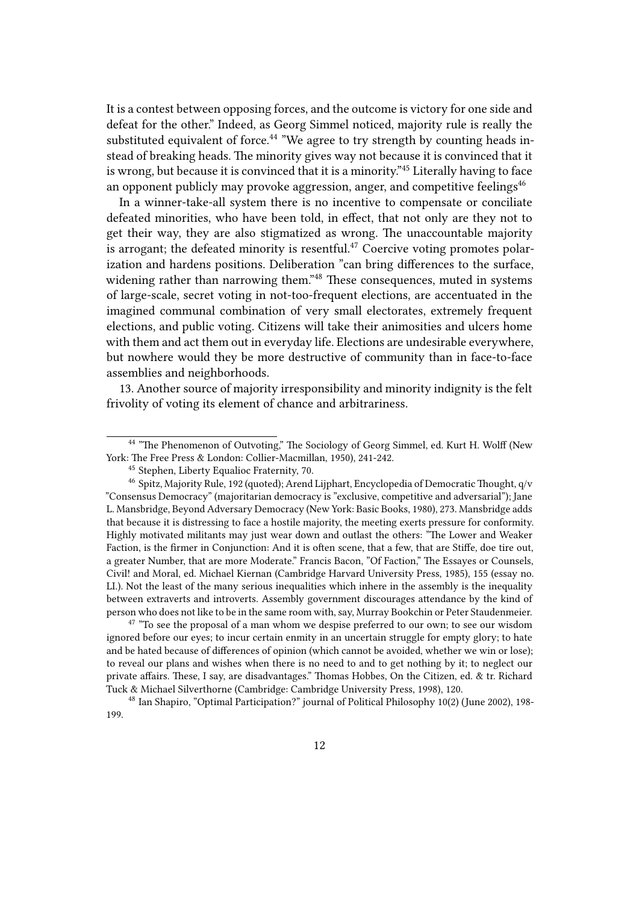It is a contest between opposing forces, and the outcome is victory for one side and defeat for the other." Indeed, as Georg Simmel noticed, majority rule is really the substituted equivalent of force.[44] "We agree to try strength by counting heads instead of breaking heads. The minority gives way not because it is convinced that it is wrong, but because it is convinced that it is a minority."[45] Literally having to face an opponent publicly may provoke aggression, anger, and competitive feelings[46]

In a winner-take-all system there is no incentive to compensate or conciliate defeated minorities, who have been told, in effect, that not only are they not to get their way, they are also stigmatized as wrong. The unaccountable majority is arrogant; the defeated minority is resentful.[47] Coercive voting promotes polarization and hardens positions. Deliberation "can bring differences to the surface, widening rather than narrowing them."[48] These consequences, muted in systems of large-scale, secret voting in not-too-frequent elections, are accentuated in the imagined communal combination of very small electorates, extremely frequent elections, and public voting. Citizens will take their animosities and ulcers home with them and act them out in everyday life. Elections are undesirable everywhere, but nowhere would they be more destructive of community than in face-to-face assemblies and neighborhoods.

13. Another source of majority irresponsibility and minority indignity is the felt frivolity of voting its element of chance and arbitrariness.

---

[44] "The Phenomenon of Outvoting," The Sociology of Georg Simmel, ed. Kurt H. Wolff (New York: The Free Press & London: Collier-Macmillan, 1950), 241-242.

[45] Stephen, Liberty Equalioc Fraternity, 70.

[46] Spitz, Majority Rule, 192 (quoted); Arend Lijphart, Encyclopedia of Democratic Thought, q/v "Consensus Democracy" (majoritarian democracy is "exclusive, competitive and adversarial"); Jane L. Mansbridge, Beyond Adversary Democracy (New York: Basic Books, 1980), 273. Mansbridge adds that because it is distressing to face a hostile majority, the meeting exerts pressure for conformity. Highly motivated militants may just wear down and outlast the others: "The Lower and Weaker Faction, is the firmer in Conjunction: And it is often scene, that a few, that are Stiffe, doe tire out, a greater Number, that are more Moderate." Francis Bacon, "Of Faction," The Essayes or Counsels, Civil! and Moral, ed. Michael Kiernan (Cambridge Harvard University Press, 1985), 155 (essay no. LI.). Not the least of the many serious inequalities which inhere in the assembly is the inequality between extraverts and introverts. Assembly government discourages attendance by the kind of person who does not like to be in the same room with, say, Murray Bookchin or Peter Staudenmeier.

[47] "To see the proposal of a man whom we despise preferred to our own; to see our wisdom ignored before our eyes; to incur certain enmity in an uncertain struggle for empty glory; to hate and be hated because of differences of opinion (which cannot be avoided, whether we win or lose); to reveal our plans and wishes when there is no need to and to get nothing by it; to neglect our private affairs. These, I say, are disadvantages." Thomas Hobbes, On the Citizen, ed. & tr. Richard Tuck & Michael Silverthorne (Cambridge: Cambridge University Press, 1998), 120.

[48] Ian Shapiro, "Optimal Participation?" journal of Political Philosophy 10(2) (June 2002), 198-199.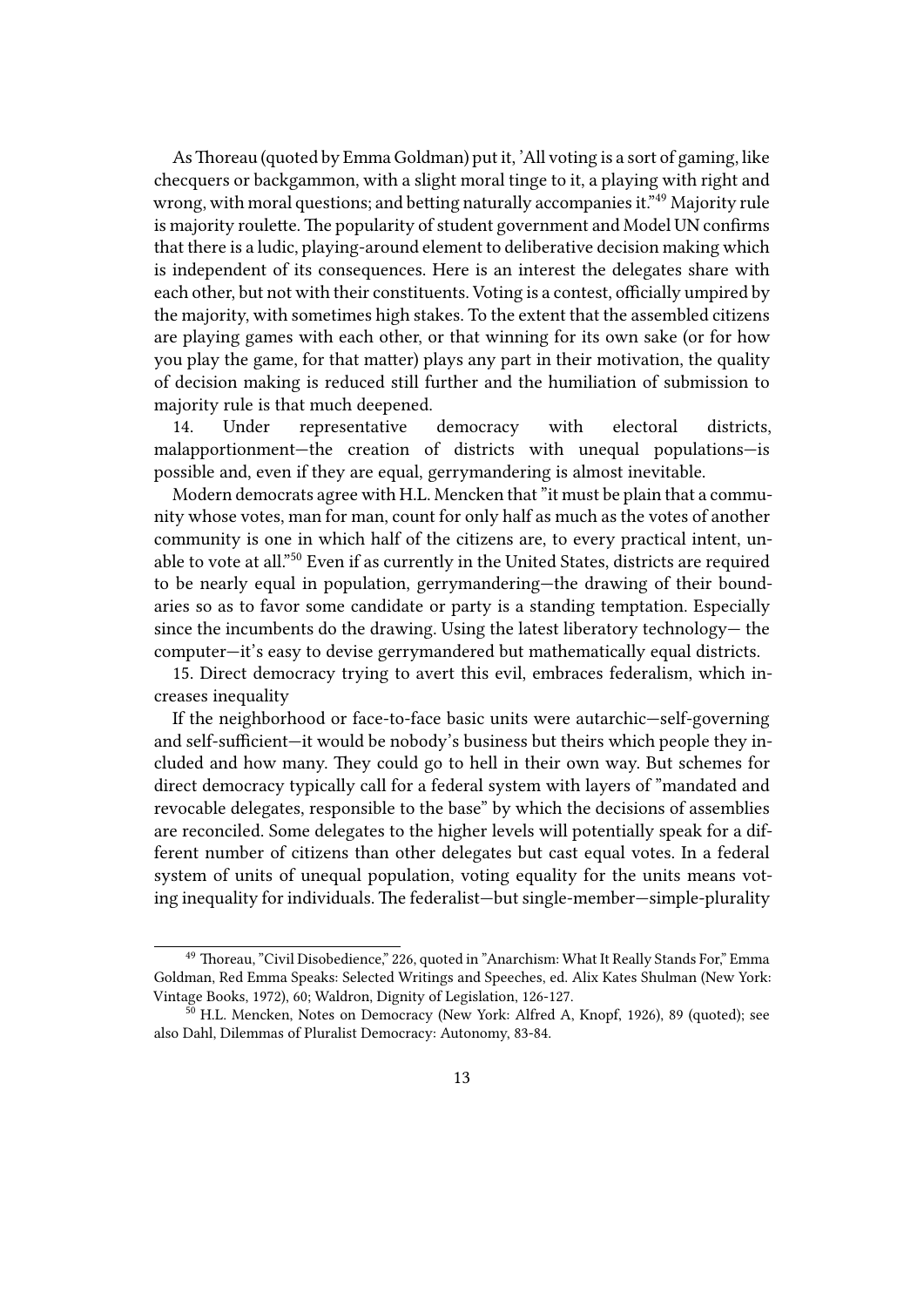As Thoreau (quoted by Emma Goldman) put it, 'All voting is a sort of gaming, like checquers or backgammon, with a slight moral tinge to it, a playing with right and wrong, with moral questions; and betting naturally accompanies it."[49] Majority rule is majority roulette. The popularity of student government and Model UN confirms that there is a ludic, playing-around element to deliberative decision making which is independent of its consequences. Here is an interest the delegates share with each other, but not with their constituents. Voting is a contest, officially umpired by the majority, with sometimes high stakes. To the extent that the assembled citizens are playing games with each other, or that winning for its own sake (or for how you play the game, for that matter) plays any part in their motivation, the quality of decision making is reduced still further and the humiliation of submission to majority rule is that much deepened.

14. Under representative democracy with electoral districts, malapportionment—the creation of districts with unequal populations—is possible and, even if they are equal, gerrymandering is almost inevitable.

Modern democrats agree with H.L. Mencken that "it must be plain that a community whose votes, man for man, count for only half as much as the votes of another community is one in which half of the citizens are, to every practical intent, unable to vote at all."[50] Even if as currently in the United States, districts are required to be nearly equal in population, gerrymandering—the drawing of their boundaries so as to favor some candidate or party is a standing temptation. Especially since the incumbents do the drawing. Using the latest liberatory technology— the computer—it's easy to devise gerrymandered but mathematically equal districts.

15. Direct democracy trying to avert this evil, embraces federalism, which increases inequality

If the neighborhood or face-to-face basic units were autarchic—self-governing and self-sufficient—it would be nobody's business but theirs which people they included and how many. They could go to hell in their own way. But schemes for direct democracy typically call for a federal system with layers of "mandated and revocable delegates, responsible to the base" by which the decisions of assemblies are reconciled. Some delegates to the higher levels will potentially speak for a different number of citizens than other delegates but cast equal votes. In a federal system of units of unequal population, voting equality for the units means voting inequality for individuals. The federalist—but single-member—simple-plurality

---

[49] Thoreau, "Civil Disobedience," 226, quoted in "Anarchism: What It Really Stands For," Emma Goldman, Red Emma Speaks: Selected Writings and Speeches, ed. Alix Kates Shulman (New York: Vintage Books, 1972), 60; Waldron, Dignity of Legislation, 126-127.

[50] H.L. Mencken, Notes on Democracy (New York: Alfred A, Knopf, 1926), 89 (quoted); see also Dahl, Dilemmas of Pluralist Democracy: Autonomy, 83-84.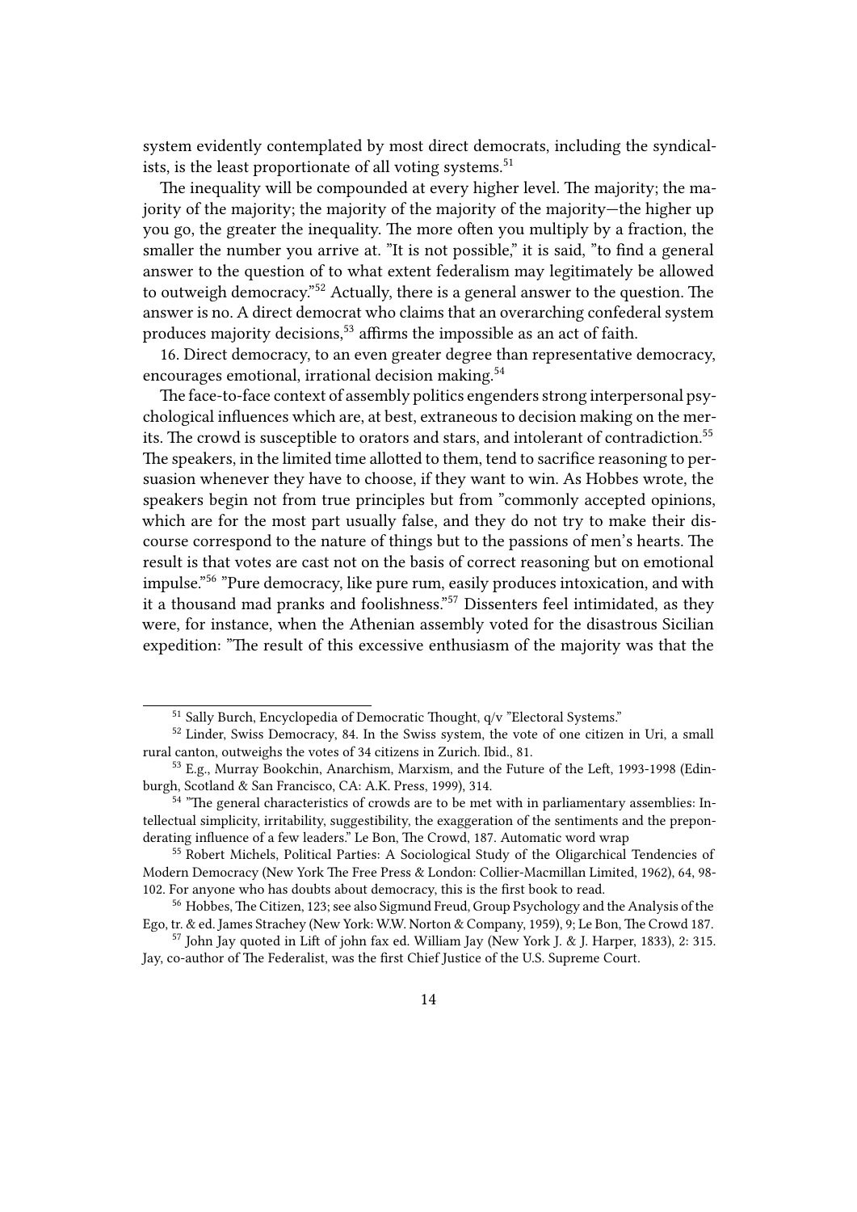system evidently contemplated by most direct democrats, including the syndicalists, is the least proportionate of all voting systems.[51]

The inequality will be compounded at every higher level. The majority; the majority of the majority; the majority of the majority of the majority—the higher up you go, the greater the inequality. The more often you multiply by a fraction, the smaller the number you arrive at. "It is not possible," it is said, "to find a general answer to the question of to what extent federalism may legitimately be allowed to outweigh democracy."[52] Actually, there is a general answer to the question. The answer is no. A direct democrat who claims that an overarching confederal system produces majority decisions,[53] affirms the impossible as an act of faith.

16. Direct democracy, to an even greater degree than representative democracy, encourages emotional, irrational decision making.[54]

The face-to-face context of assembly politics engenders strong interpersonal psychological influences which are, at best, extraneous to decision making on the merits. The crowd is susceptible to orators and stars, and intolerant of contradiction.[55] The speakers, in the limited time allotted to them, tend to sacrifice reasoning to persuasion whenever they have to choose, if they want to win. As Hobbes wrote, the speakers begin not from true principles but from "commonly accepted opinions, which are for the most part usually false, and they do not try to make their discourse correspond to the nature of things but to the passions of men's hearts. The result is that votes are cast not on the basis of correct reasoning but on emotional impulse."[56] "Pure democracy, like pure rum, easily produces intoxication, and with it a thousand mad pranks and foolishness."[57] Dissenters feel intimidated, as they were, for instance, when the Athenian assembly voted for the disastrous Sicilian expedition: "The result of this excessive enthusiasm of the majority was that the

---

[51] Sally Burch, Encyclopedia of Democratic Thought, q/v "Electoral Systems."

[52] Linder, Swiss Democracy, 84. In the Swiss system, the vote of one citizen in Uri, a small rural canton, outweighs the votes of 34 citizens in Zurich. Ibid., 81.

[53] E.g., Murray Bookchin, Anarchism, Marxism, and the Future of the Left, 1993-1998 (Edinburgh, Scotland & San Francisco, CA: A.K. Press, 1999), 314.

[54] "The general characteristics of crowds are to be met with in parliamentary assemblies: Intellectual simplicity, irritability, suggestibility, the exaggeration of the sentiments and the preponderating influence of a few leaders." Le Bon, The Crowd, 187. Automatic word wrap

[55] Robert Michels, Political Parties: A Sociological Study of the Oligarchical Tendencies of Modern Democracy (New York The Free Press & London: Collier-Macmillan Limited, 1962), 64, 98-102. For anyone who has doubts about democracy, this is the first book to read.

[56] Hobbes, The Citizen, 123; see also Sigmund Freud, Group Psychology and the Analysis of the Ego, tr. & ed. James Strachey (New York: W.W. Norton & Company, 1959), 9; Le Bon, The Crowd 187.

[57] John Jay quoted in Lift of john fax ed. William Jay (New York J. & J. Harper, 1833), 2: 315. Jay, co-author of The Federalist, was the first Chief Justice of the U.S. Supreme Court.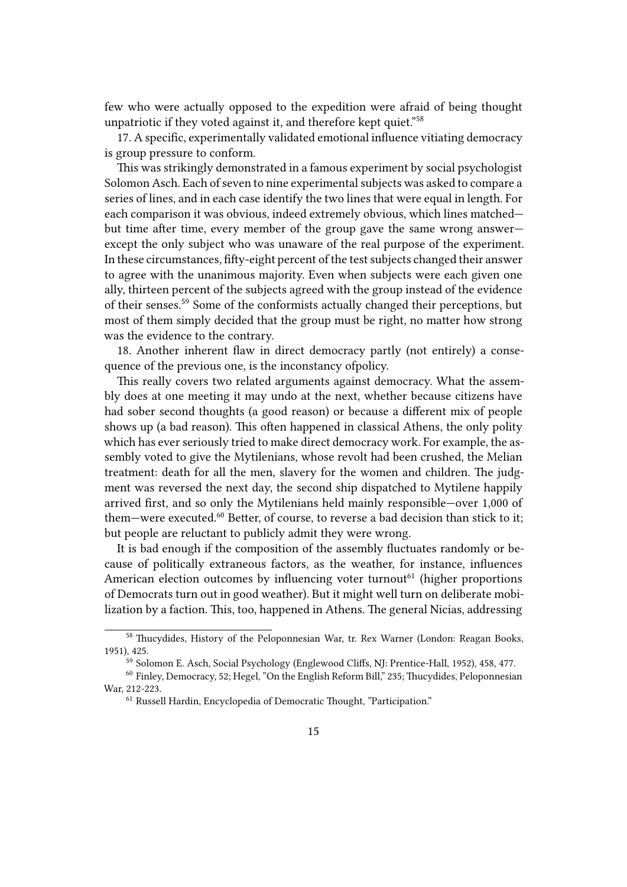few who were actually opposed to the expedition were afraid of being thought unpatriotic if they voted against it, and therefore kept quiet."[58]

17. A specific, experimentally validated emotional influence vitiating democracy is group pressure to conform.

This was strikingly demonstrated in a famous experiment by social psychologist Solomon Asch. Each of seven to nine experimental subjects was asked to compare a series of lines, and in each case identify the two lines that were equal in length. For each comparison it was obvious, indeed extremely obvious, which lines matched—but time after time, every member of the group gave the same wrong answer—except the only subject who was unaware of the real purpose of the experiment. In these circumstances, fifty-eight percent of the test subjects changed their answer to agree with the unanimous majority. Even when subjects were each given one ally, thirteen percent of the subjects agreed with the group instead of the evidence of their senses.[59] Some of the conformists actually changed their perceptions, but most of them simply decided that the group must be right, no matter how strong was the evidence to the contrary.

18. Another inherent flaw in direct democracy partly (not entirely) a consequence of the previous one, is the inconstancy ofpolicy.

This really covers two related arguments against democracy. What the assembly does at one meeting it may undo at the next, whether because citizens have had sober second thoughts (a good reason) or because a different mix of people shows up (a bad reason). This often happened in classical Athens, the only polity which has ever seriously tried to make direct democracy work. For example, the assembly voted to give the Mytilenians, whose revolt had been crushed, the Melian treatment: death for all the men, slavery for the women and children. The judgment was reversed the next day, the second ship dispatched to Mytilene happily arrived first, and so only the Mytilenians held mainly responsible—over 1,000 of them—were executed.[60] Better, of course, to reverse a bad decision than stick to it; but people are reluctant to publicly admit they were wrong.

It is bad enough if the composition of the assembly fluctuates randomly or because of politically extraneous factors, as the weather, for instance, influences American election outcomes by influencing voter turnout[61] (higher proportions of Democrats turn out in good weather). But it might well turn on deliberate mobilization by a faction. This, too, happened in Athens. The general Nicias, addressing

---

[58] Thucydides, History of the Peloponnesian War, tr. Rex Warner (London: Reagan Books, 1951), 425.

[59] Solomon E. Asch, Social Psychology (Englewood Cliffs, NJ: Prentice-Hall, 1952), 458, 477.

[60] Finley, Democracy, 52; Hegel, "On the English Reform Bill," 235; Thucydides, Peloponnesian War, 212-223.

[61] Russell Hardin, Encyclopedia of Democratic Thought, "Participation."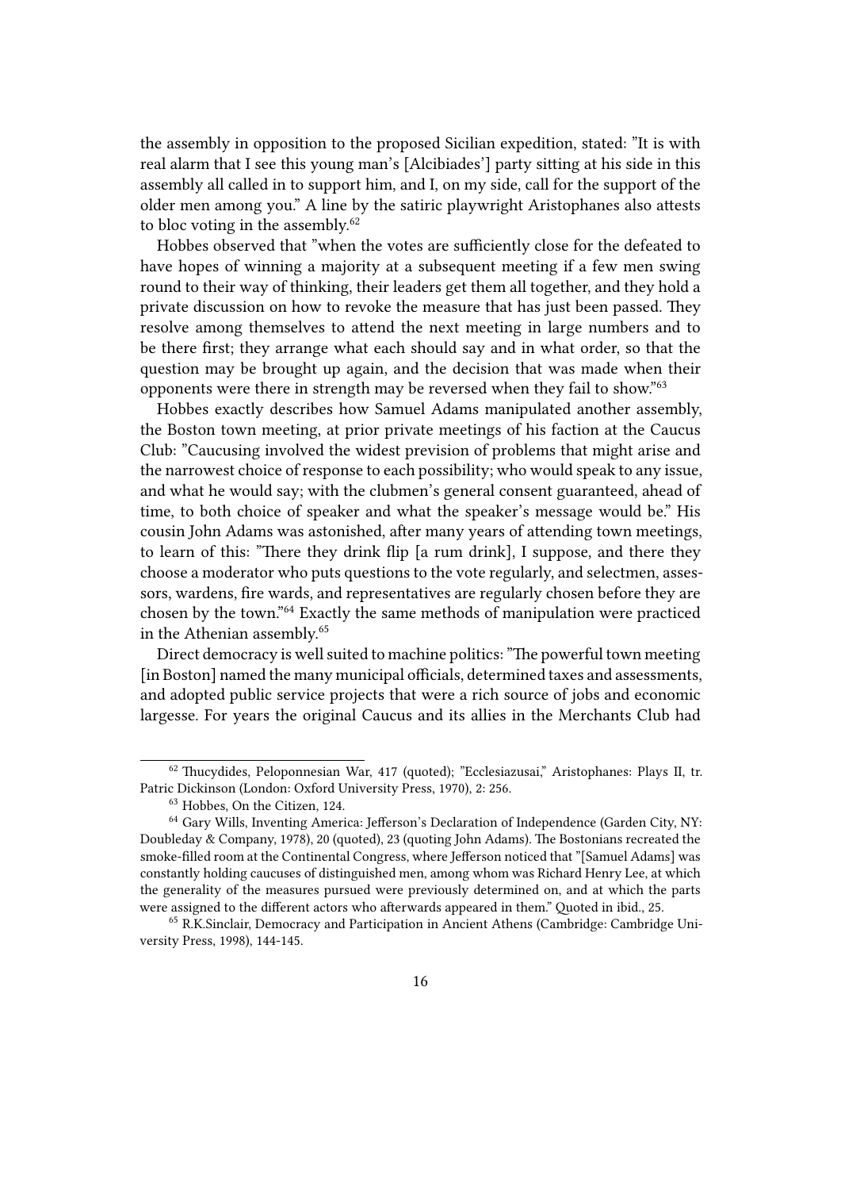the assembly in opposition to the proposed Sicilian expedition, stated: "It is with real alarm that I see this young man's [Alcibiades'] party sitting at his side in this assembly all called in to support him, and I, on my side, call for the support of the older men among you." A line by the satiric playwright Aristophanes also attests to bloc voting in the assembly.[62]

Hobbes observed that "when the votes are sufficiently close for the defeated to have hopes of winning a majority at a subsequent meeting if a few men swing round to their way of thinking, their leaders get them all together, and they hold a private discussion on how to revoke the measure that has just been passed. They resolve among themselves to attend the next meeting in large numbers and to be there first; they arrange what each should say and in what order, so that the question may be brought up again, and the decision that was made when their opponents were there in strength may be reversed when they fail to show."[63]

Hobbes exactly describes how Samuel Adams manipulated another assembly, the Boston town meeting, at prior private meetings of his faction at the Caucus Club: "Caucusing involved the widest prevision of problems that might arise and the narrowest choice of response to each possibility; who would speak to any issue, and what he would say; with the clubmen's general consent guaranteed, ahead of time, to both choice of speaker and what the speaker's message would be." His cousin John Adams was astonished, after many years of attending town meetings, to learn of this: "There they drink flip [a rum drink], I suppose, and there they choose a moderator who puts questions to the vote regularly, and selectmen, assessors, wardens, fire wards, and representatives are regularly chosen before they are chosen by the town."[64] Exactly the same methods of manipulation were practiced in the Athenian assembly.[65]

Direct democracy is well suited to machine politics: "The powerful town meeting [in Boston] named the many municipal officials, determined taxes and assessments, and adopted public service projects that were a rich source of jobs and economic largesse. For years the original Caucus and its allies in the Merchants Club had

---

[62] Thucydides, Peloponnesian War, 417 (quoted); "Ecclesiazusai," Aristophanes: Plays II, tr. Patric Dickinson (London: Oxford University Press, 1970), 2: 256.

[63] Hobbes, On the Citizen, 124.

[64] Gary Wills, Inventing America: Jefferson's Declaration of Independence (Garden City, NY: Doubleday & Company, 1978), 20 (quoted), 23 (quoting John Adams). The Bostonians recreated the smoke-filled room at the Continental Congress, where Jefferson noticed that "[Samuel Adams] was constantly holding caucuses of distinguished men, among whom was Richard Henry Lee, at which the generality of the measures pursued were previously determined on, and at which the parts were assigned to the different actors who afterwards appeared in them." Quoted in ibid., 25.

[65] R.K.Sinclair, Democracy and Participation in Ancient Athens (Cambridge: Cambridge University Press, 1998), 144-145.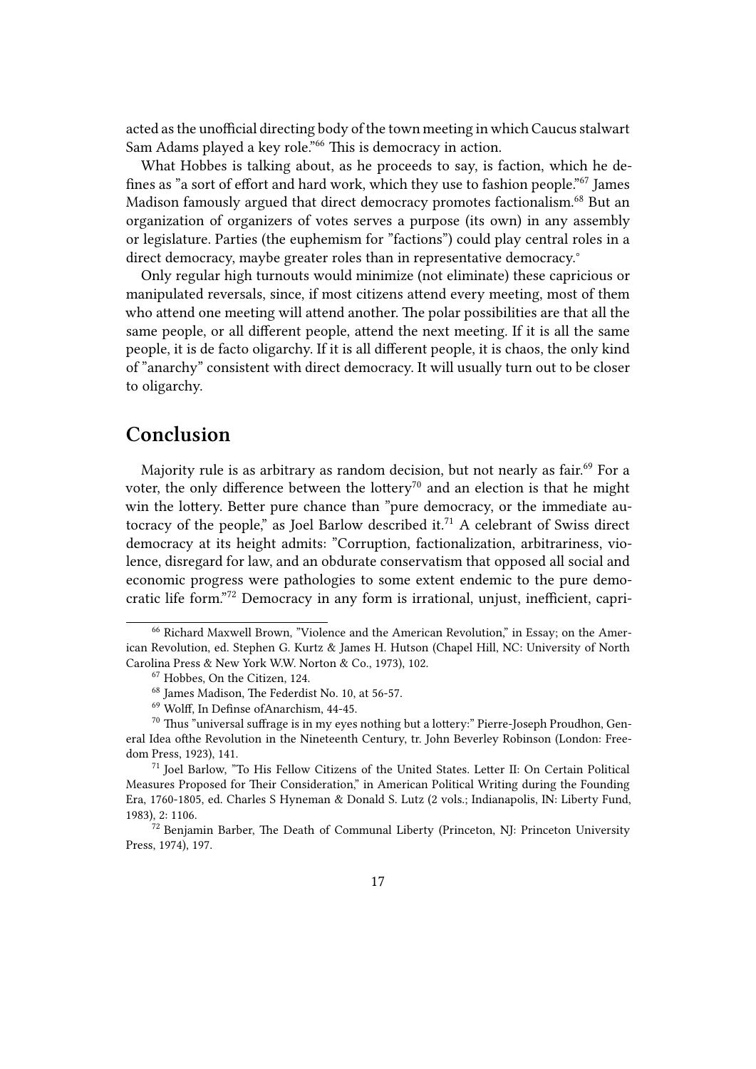acted as the unofficial directing body of the town meeting in which Caucus stalwart Sam Adams played a key role."[66] This is democracy in action.

What Hobbes is talking about, as he proceeds to say, is faction, which he defines as "a sort of effort and hard work, which they use to fashion people."[67] James Madison famously argued that direct democracy promotes factionalism.[68] But an organization of organizers of votes serves a purpose (its own) in any assembly or legislature. Parties (the euphemism for "factions") could play central roles in a direct democracy, maybe greater roles than in representative democracy.°

Only regular high turnouts would minimize (not eliminate) these capricious or manipulated reversals, since, if most citizens attend every meeting, most of them who attend one meeting will attend another. The polar possibilities are that all the same people, or all different people, attend the next meeting. If it is all the same people, it is de facto oligarchy. If it is all different people, it is chaos, the only kind of "anarchy" consistent with direct democracy. It will usually turn out to be closer to oligarchy.

## Conclusion

Majority rule is as arbitrary as random decision, but not nearly as fair.[69] For a voter, the only difference between the lottery[70] and an election is that he might win the lottery. Better pure chance than "pure democracy, or the immediate autocracy of the people," as Joel Barlow described it.[71] A celebrant of Swiss direct democracy at its height admits: "Corruption, factionalization, arbitrariness, violence, disregard for law, and an obdurate conservatism that opposed all social and economic progress were pathologies to some extent endemic to the pure democratic life form."[72] Democracy in any form is irrational, unjust, inefficient, capri-

---

[66] Richard Maxwell Brown, "Violence and the American Revolution," in Essay; on the American Revolution, ed. Stephen G. Kurtz & James H. Hutson (Chapel Hill, NC: University of North Carolina Press & New York W.W. Norton & Co., 1973), 102.

[67] Hobbes, On the Citizen, 124.

[68] James Madison, The Federdist No. 10, at 56-57.

[69] Wolff, In Definse ofAnarchism, 44-45.

[70] Thus "universal suffrage is in my eyes nothing but a lottery:" Pierre-Joseph Proudhon, General Idea ofthe Revolution in the Nineteenth Century, tr. John Beverley Robinson (London: Freedom Press, 1923), 141.

[71] Joel Barlow, "To His Fellow Citizens of the United States. Letter II: On Certain Political Measures Proposed for Their Consideration," in American Political Writing during the Founding Era, 1760-1805, ed. Charles S Hyneman & Donald S. Lutz (2 vols.; Indianapolis, IN: Liberty Fund, 1983), 2: 1106.

[72] Benjamin Barber, The Death of Communal Liberty (Princeton, NJ: Princeton University Press, 1974), 197.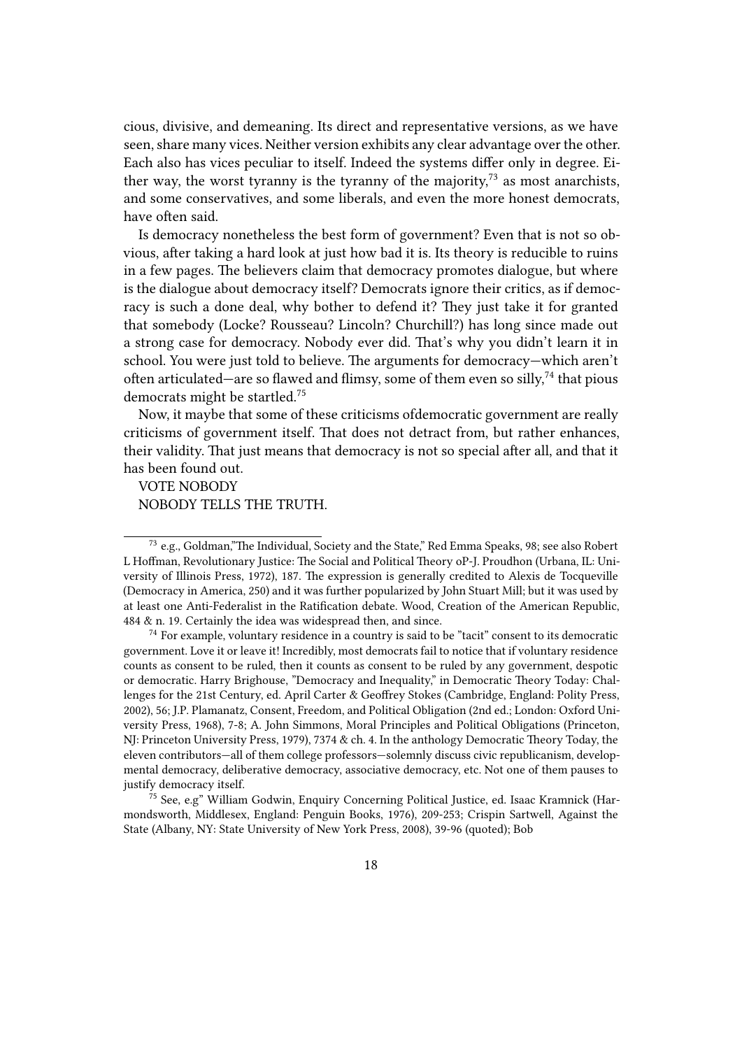cious, divisive, and demeaning. Its direct and representative versions, as we have seen, share many vices. Neither version exhibits any clear advantage over the other. Each also has vices peculiar to itself. Indeed the systems differ only in degree. Either way, the worst tyranny is the tyranny of the majority,[73] as most anarchists, and some conservatives, and some liberals, and even the more honest democrats, have often said.

Is democracy nonetheless the best form of government? Even that is not so obvious, after taking a hard look at just how bad it is. Its theory is reducible to ruins in a few pages. The believers claim that democracy promotes dialogue, but where is the dialogue about democracy itself? Democrats ignore their critics, as if democracy is such a done deal, why bother to defend it? They just take it for granted that somebody (Locke? Rousseau? Lincoln? Churchill?) has long since made out a strong case for democracy. Nobody ever did. That's why you didn't learn it in school. You were just told to believe. The arguments for democracy—which aren't often articulated—are so flawed and flimsy, some of them even so silly,[74] that pious democrats might be startled.[75]

Now, it maybe that some of these criticisms ofdemocratic government are really criticisms of government itself. That does not detract from, but rather enhances, their validity. That just means that democracy is not so special after all, and that it has been found out.

VOTE NOBODY

NOBODY TELLS THE TRUTH.

---

[73] e.g., Goldman,"The Individual, Society and the State," Red Emma Speaks, 98; see also Robert L Hoffman, Revolutionary Justice: The Social and Political Theory oP-J. Proudhon (Urbana, IL: University of Illinois Press, 1972), 187. The expression is generally credited to Alexis de Tocqueville (Democracy in America, 250) and it was further popularized by John Stuart Mill; but it was used by at least one Anti-Federalist in the Ratification debate. Wood, Creation of the American Republic, 484 & n. 19. Certainly the idea was widespread then, and since.

[74] For example, voluntary residence in a country is said to be "tacit" consent to its democratic government. Love it or leave it! Incredibly, most democrats fail to notice that if voluntary residence counts as consent to be ruled, then it counts as consent to be ruled by any government, despotic or democratic. Harry Brighouse, "Democracy and Inequality," in Democratic Theory Today: Challenges for the 21st Century, ed. April Carter & Geoffrey Stokes (Cambridge, England: Polity Press, 2002), 56; J.P. Plamanatz, Consent, Freedom, and Political Obligation (2nd ed.; London: Oxford University Press, 1968), 7-8; A. John Simmons, Moral Principles and Political Obligations (Princeton, NJ: Princeton University Press, 1979), 7374 & ch. 4. In the anthology Democratic Theory Today, the eleven contributors—all of them college professors—solemnly discuss civic republicanism, developmental democracy, deliberative democracy, associative democracy, etc. Not one of them pauses to justify democracy itself.

[75] See, e.g" William Godwin, Enquiry Concerning Political Justice, ed. Isaac Kramnick (Harmondsworth, Middlesex, England: Penguin Books, 1976), 209-253; Crispin Sartwell, Against the State (Albany, NY: State University of New York Press, 2008), 39-96 (quoted); Bob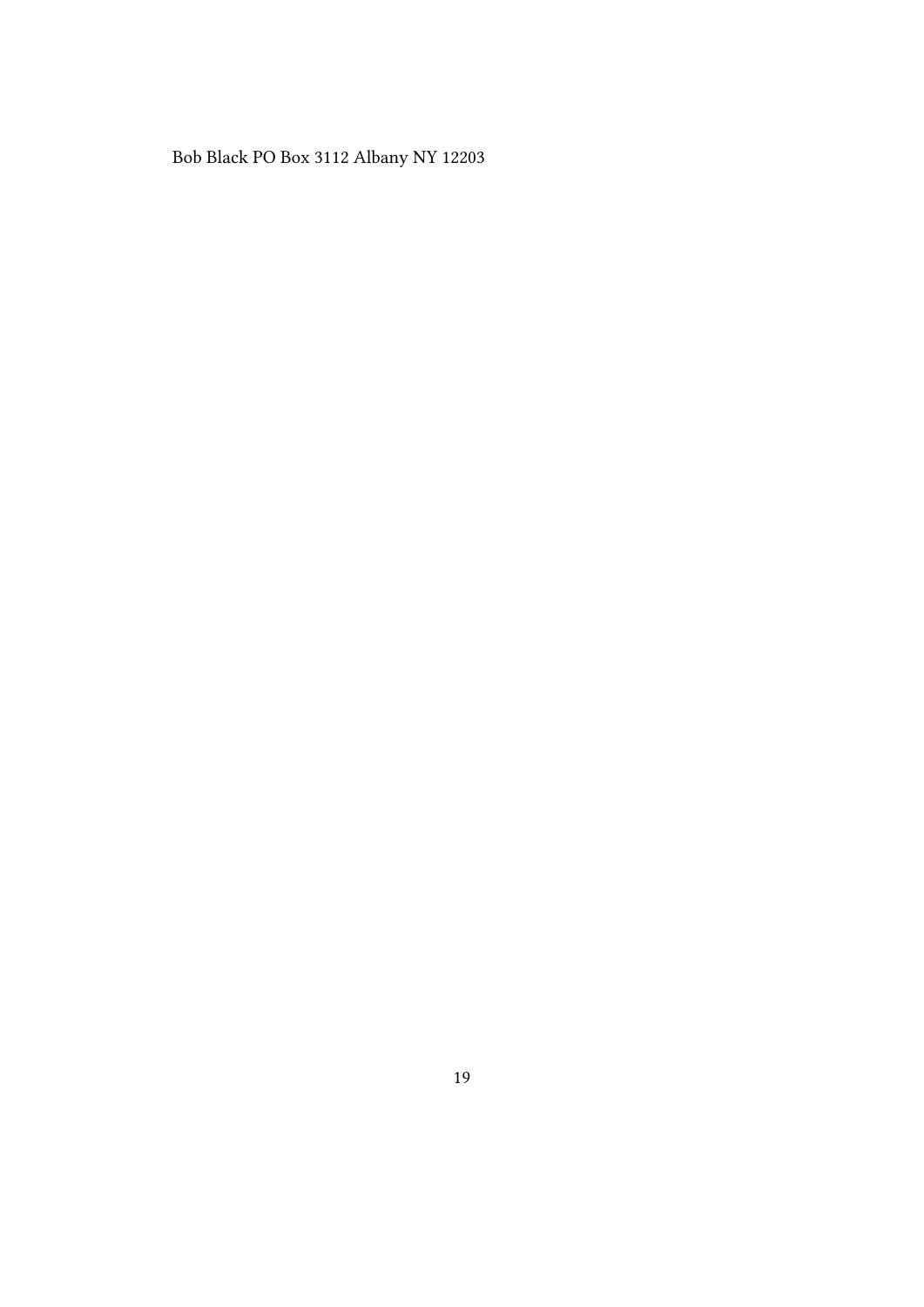Bob Black PO Box 3112 Albany NY 12203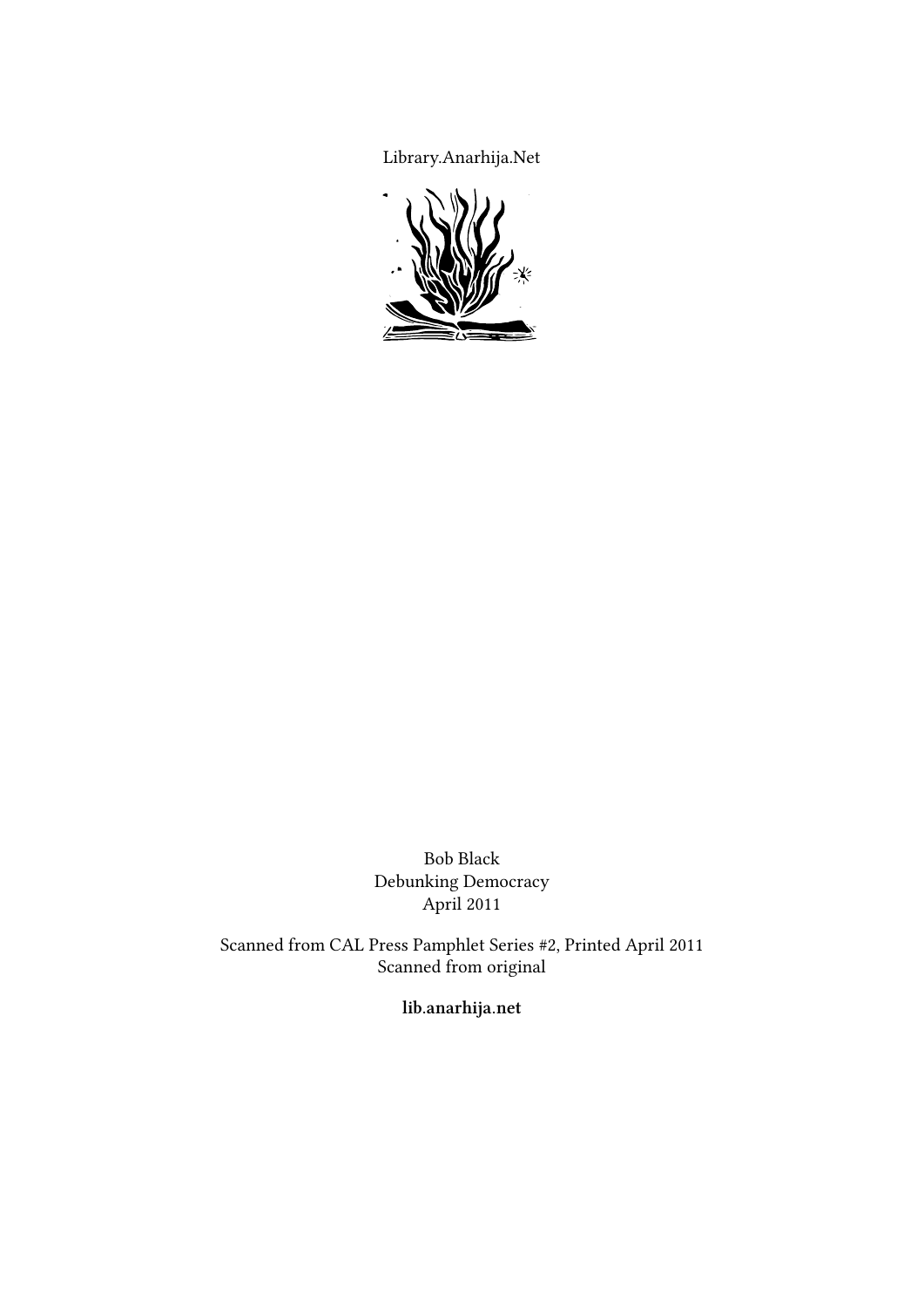Library.Anarhija.Net

Bob Black
Debunking Democracy
April 2011

Scanned from CAL Press Pamphlet Series #2, Printed April 2011
Scanned from original

**lib.anarhija.net**